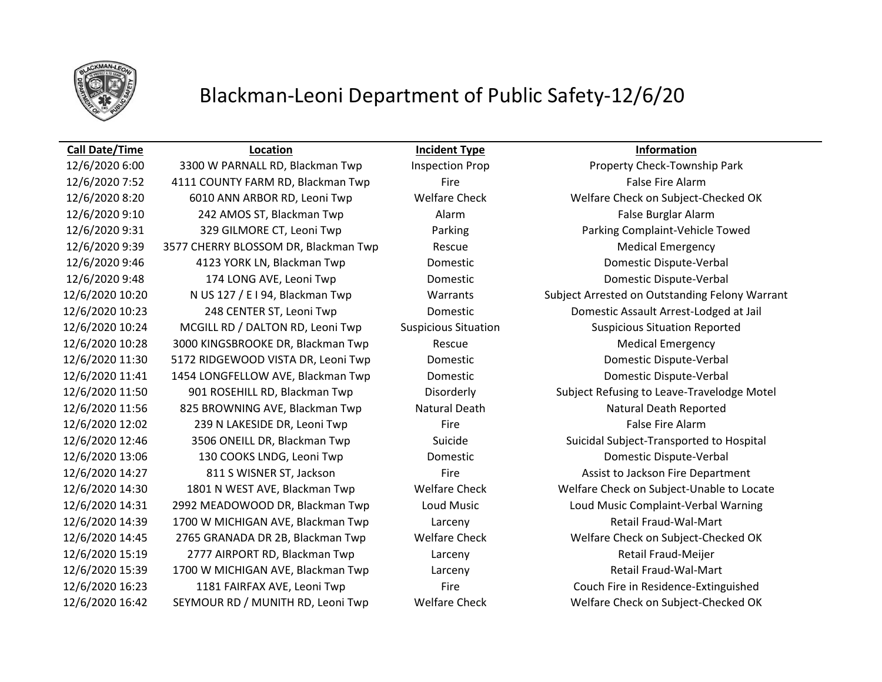# Blackman-Leoni Department of Public Safety-12/6/20

| Call Date/Time | Location | Incident Type | Information |
|---|---|---|---|
| 12/6/2020 6:00 | 3300 W PARNALL RD, Blackman Twp | Inspection Prop | Property Check-Township Park |
| 12/6/2020 7:52 | 4111 COUNTY FARM RD, Blackman Twp | Fire | False Fire Alarm |
| 12/6/2020 8:20 | 6010 ANN ARBOR RD, Leoni Twp | Welfare Check | Welfare Check on Subject-Checked OK |
| 12/6/2020 9:10 | 242 AMOS ST, Blackman Twp | Alarm | False Burglar Alarm |
| 12/6/2020 9:31 | 329 GILMORE CT, Leoni Twp | Parking | Parking Complaint-Vehicle Towed |
| 12/6/2020 9:39 | 3577 CHERRY BLOSSOM DR, Blackman Twp | Rescue | Medical Emergency |
| 12/6/2020 9:46 | 4123 YORK LN, Blackman Twp | Domestic | Domestic Dispute-Verbal |
| 12/6/2020 9:48 | 174 LONG AVE, Leoni Twp | Domestic | Domestic Dispute-Verbal |
| 12/6/2020 10:20 | N US 127 / E I 94, Blackman Twp | Warrants | Subject Arrested on Outstanding Felony Warrant |
| 12/6/2020 10:23 | 248 CENTER ST, Leoni Twp | Domestic | Domestic Assault Arrest-Lodged at Jail |
| 12/6/2020 10:24 | MCGILL RD / DALTON RD, Leoni Twp | Suspicious Situation | Suspicious Situation Reported |
| 12/6/2020 10:28 | 3000 KINGSBROOKE DR, Blackman Twp | Rescue | Medical Emergency |
| 12/6/2020 11:30 | 5172 RIDGEWOOD VISTA DR, Leoni Twp | Domestic | Domestic Dispute-Verbal |
| 12/6/2020 11:41 | 1454 LONGFELLOW AVE, Blackman Twp | Domestic | Domestic Dispute-Verbal |
| 12/6/2020 11:50 | 901 ROSEHILL RD, Blackman Twp | Disorderly | Subject Refusing to Leave-Travelodge Motel |
| 12/6/2020 11:56 | 825 BROWNING AVE, Blackman Twp | Natural Death | Natural Death Reported |
| 12/6/2020 12:02 | 239 N LAKESIDE DR, Leoni Twp | Fire | False Fire Alarm |
| 12/6/2020 12:46 | 3506 ONEILL DR, Blackman Twp | Suicide | Suicidal Subject-Transported to Hospital |
| 12/6/2020 13:06 | 130 COOKS LNDG, Leoni Twp | Domestic | Domestic Dispute-Verbal |
| 12/6/2020 14:27 | 811 S WISNER ST, Jackson | Fire | Assist to Jackson Fire Department |
| 12/6/2020 14:30 | 1801 N WEST AVE, Blackman Twp | Welfare Check | Welfare Check on Subject-Unable to Locate |
| 12/6/2020 14:31 | 2992 MEADOWOOD DR, Blackman Twp | Loud Music | Loud Music Complaint-Verbal Warning |
| 12/6/2020 14:39 | 1700 W MICHIGAN AVE, Blackman Twp | Larceny | Retail Fraud-Wal-Mart |
| 12/6/2020 14:45 | 2765 GRANADA DR 2B, Blackman Twp | Welfare Check | Welfare Check on Subject-Checked OK |
| 12/6/2020 15:19 | 2777 AIRPORT RD, Blackman Twp | Larceny | Retail Fraud-Meijer |
| 12/6/2020 15:39 | 1700 W MICHIGAN AVE, Blackman Twp | Larceny | Retail Fraud-Wal-Mart |
| 12/6/2020 16:23 | 1181 FAIRFAX AVE, Leoni Twp | Fire | Couch Fire in Residence-Extinguished |
| 12/6/2020 16:42 | SEYMOUR RD / MUNITH RD, Leoni Twp | Welfare Check | Welfare Check on Subject-Checked OK |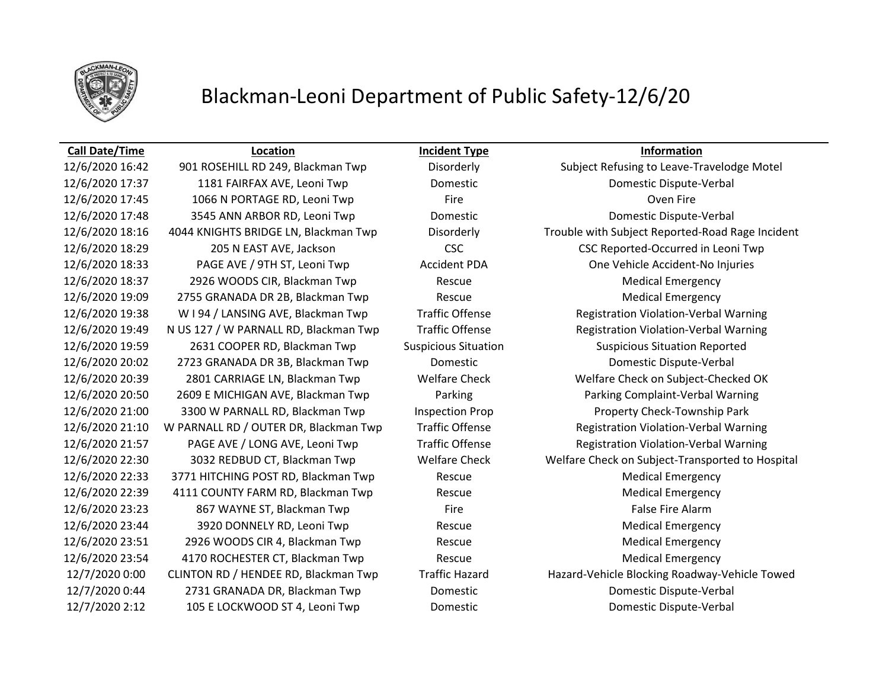# Blackman-Leoni Department of Public Safety-12/6/20

| Call Date/Time | Location | Incident Type | Information |
|---|---|---|---|
| 12/6/2020 16:42 | 901 ROSEHILL RD 249, Blackman Twp | Disorderly | Subject Refusing to Leave-Travelodge Motel |
| 12/6/2020 17:37 | 1181 FAIRFAX AVE, Leoni Twp | Domestic | Domestic Dispute-Verbal |
| 12/6/2020 17:45 | 1066 N PORTAGE RD, Leoni Twp | Fire | Oven Fire |
| 12/6/2020 17:48 | 3545 ANN ARBOR RD, Leoni Twp | Domestic | Domestic Dispute-Verbal |
| 12/6/2020 18:16 | 4044 KNIGHTS BRIDGE LN, Blackman Twp | Disorderly | Trouble with Subject Reported-Road Rage Incident |
| 12/6/2020 18:29 | 205 N EAST AVE, Jackson | CSC | CSC Reported-Occurred in Leoni Twp |
| 12/6/2020 18:33 | PAGE AVE / 9TH ST, Leoni Twp | Accident PDA | One Vehicle Accident-No Injuries |
| 12/6/2020 18:37 | 2926 WOODS CIR, Blackman Twp | Rescue | Medical Emergency |
| 12/6/2020 19:09 | 2755 GRANADA DR 2B, Blackman Twp | Rescue | Medical Emergency |
| 12/6/2020 19:38 | W I 94 / LANSING AVE, Blackman Twp | Traffic Offense | Registration Violation-Verbal Warning |
| 12/6/2020 19:49 | N US 127 / W PARNALL RD, Blackman Twp | Traffic Offense | Registration Violation-Verbal Warning |
| 12/6/2020 19:59 | 2631 COOPER RD, Blackman Twp | Suspicious Situation | Suspicious Situation Reported |
| 12/6/2020 20:02 | 2723 GRANADA DR 3B, Blackman Twp | Domestic | Domestic Dispute-Verbal |
| 12/6/2020 20:39 | 2801 CARRIAGE LN, Blackman Twp | Welfare Check | Welfare Check on Subject-Checked OK |
| 12/6/2020 20:50 | 2609 E MICHIGAN AVE, Blackman Twp | Parking | Parking Complaint-Verbal Warning |
| 12/6/2020 21:00 | 3300 W PARNALL RD, Blackman Twp | Inspection Prop | Property Check-Township Park |
| 12/6/2020 21:10 | W PARNALL RD / OUTER DR, Blackman Twp | Traffic Offense | Registration Violation-Verbal Warning |
| 12/6/2020 21:57 | PAGE AVE / LONG AVE, Leoni Twp | Traffic Offense | Registration Violation-Verbal Warning |
| 12/6/2020 22:30 | 3032 REDBUD CT, Blackman Twp | Welfare Check | Welfare Check on Subject-Transported to Hospital |
| 12/6/2020 22:33 | 3771 HITCHING POST RD, Blackman Twp | Rescue | Medical Emergency |
| 12/6/2020 22:39 | 4111 COUNTY FARM RD, Blackman Twp | Rescue | Medical Emergency |
| 12/6/2020 23:23 | 867 WAYNE ST, Blackman Twp | Fire | False Fire Alarm |
| 12/6/2020 23:44 | 3920 DONNELY RD, Leoni Twp | Rescue | Medical Emergency |
| 12/6/2020 23:51 | 2926 WOODS CIR 4, Blackman Twp | Rescue | Medical Emergency |
| 12/6/2020 23:54 | 4170 ROCHESTER CT, Blackman Twp | Rescue | Medical Emergency |
| 12/7/2020 0:00 | CLINTON RD / HENDEE RD, Blackman Twp | Traffic Hazard | Hazard-Vehicle Blocking Roadway-Vehicle Towed |
| 12/7/2020 0:44 | 2731 GRANADA DR, Blackman Twp | Domestic | Domestic Dispute-Verbal |
| 12/7/2020 2:12 | 105 E LOCKWOOD ST 4, Leoni Twp | Domestic | Domestic Dispute-Verbal |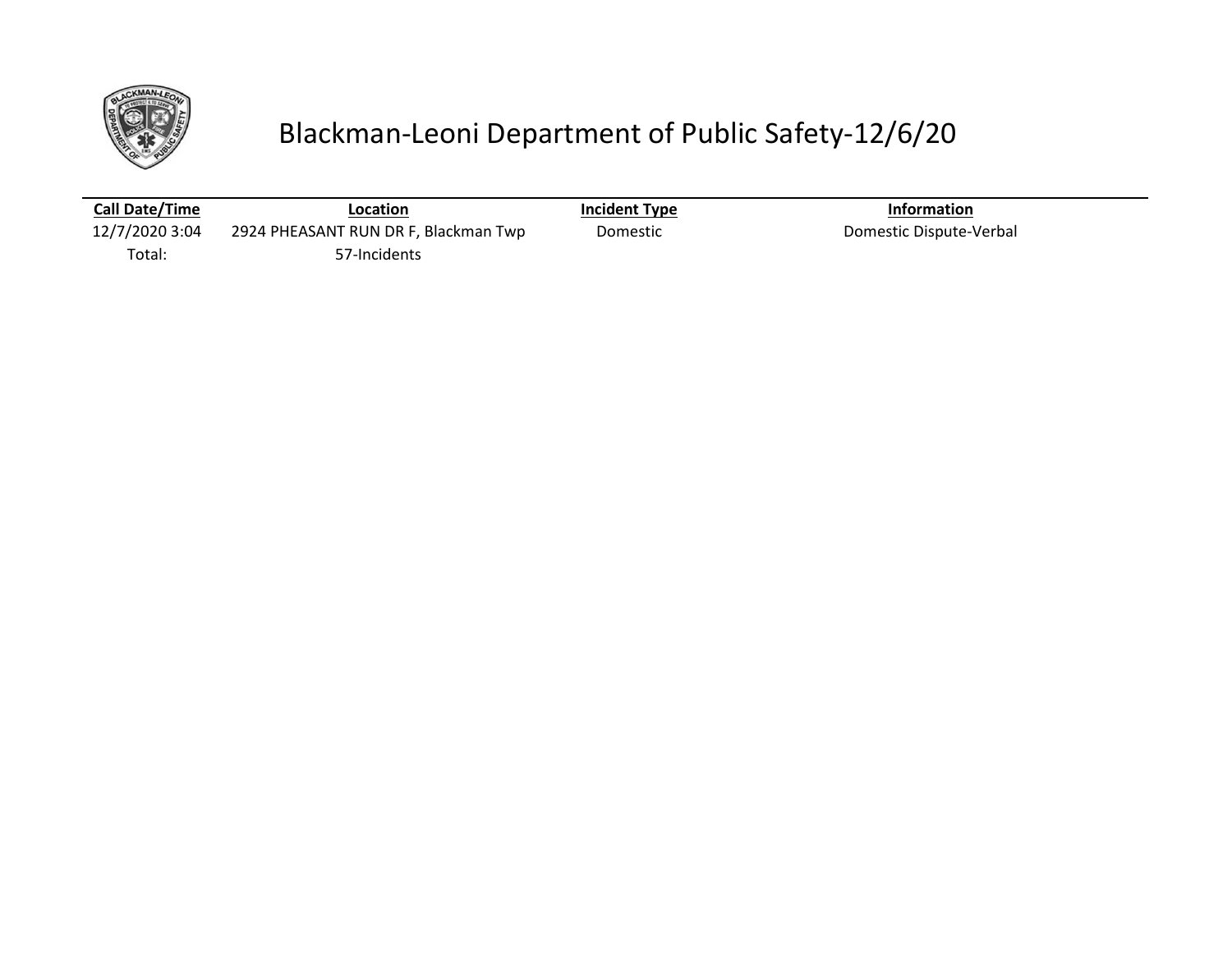# Blackman-Leoni Department of Public Safety-12/6/20

| Call Date/Time | Location | Incident Type | Information |
|---|---|---|---|
| 12/7/2020 3:04 | 2924 PHEASANT RUN DR F, Blackman Twp | Domestic | Domestic Dispute-Verbal |
| Total: | 57-Incidents | | |